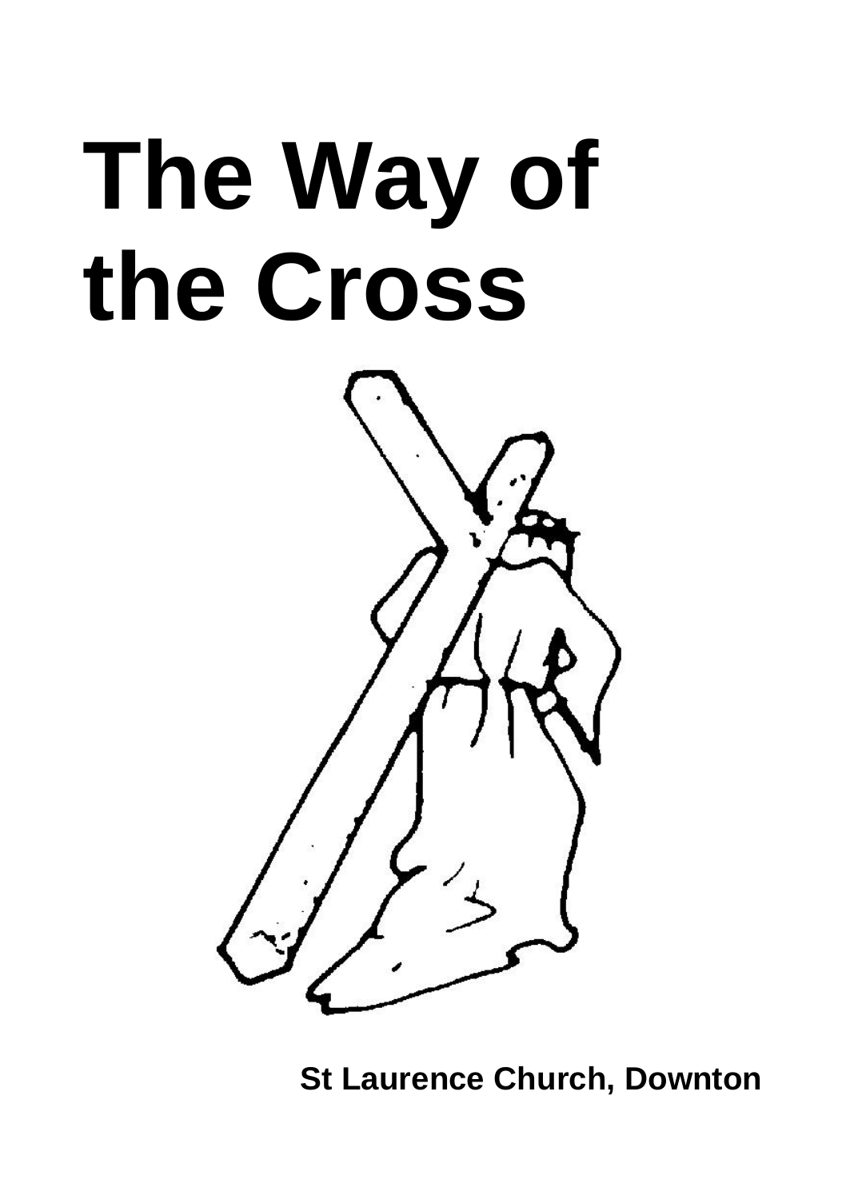# The Way of the Cross

**St Laurence Church, Downton**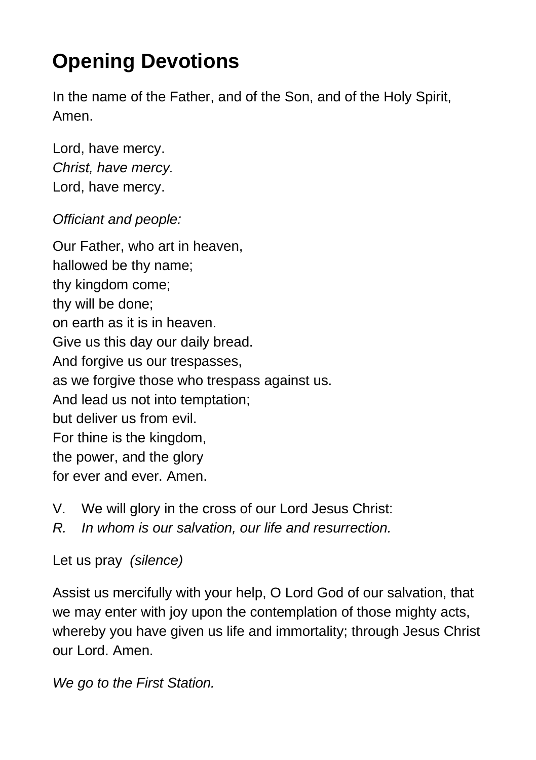# Opening Devotions

In the name of the Father, and of the Son, and of the Holy Spirit, Amen.

Lord, have mercy.  
*Christ, have mercy.*  
Lord, have mercy.

*Officiant and people:*

Our Father, who art in heaven,  
hallowed be thy name;  
thy kingdom come;  
thy will be done;  
on earth as it is in heaven.  
Give us this day our daily bread.  
And forgive us our trespasses,  
as we forgive those who trespass against us.  
And lead us not into temptation;  
but deliver us from evil.  
For thine is the kingdom,  
the power, and the glory  
for ever and ever. Amen.

V. We will glory in the cross of our Lord Jesus Christ:  
*R. In whom is our salvation, our life and resurrection.*

Let us pray *(silence)*

Assist us mercifully with your help, O Lord God of our salvation, that we may enter with joy upon the contemplation of those mighty acts, whereby you have given us life and immortality; through Jesus Christ our Lord. Amen.

*We go to the First Station.*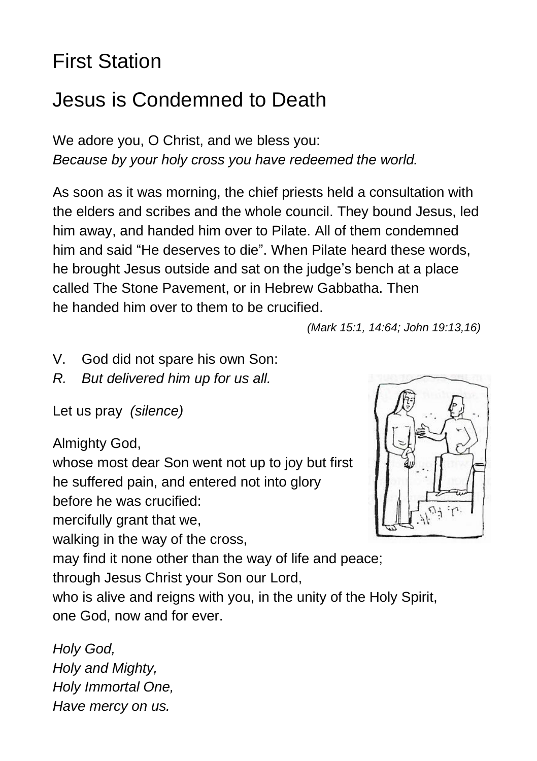# First Station

## Jesus is Condemned to Death

We adore you, O Christ, and we bless you:
*Because by your holy cross you have redeemed the world.*

As soon as it was morning, the chief priests held a consultation with the elders and scribes and the whole council. They bound Jesus, led him away, and handed him over to Pilate. All of them condemned him and said “He deserves to die”. When Pilate heard these words, he brought Jesus outside and sat on the judge’s bench at a place called The Stone Pavement, or in Hebrew Gabbatha. Then he handed him over to them to be crucified.

*(Mark 15:1, 14:64; John 19:13,16)*

V. God did not spare his own Son:
*R. But delivered him up for us all.*

Let us pray *(silence)*

Almighty God,
whose most dear Son went not up to joy but first
he suffered pain, and entered not into glory
before he was crucified:
mercifully grant that we,
walking in the way of the cross,
may find it none other than the way of life and peace;
through Jesus Christ your Son our Lord,
who is alive and reigns with you, in the unity of the Holy Spirit,
one God, now and for ever.

*Holy God,*
*Holy and Mighty,*
*Holy Immortal One,*
*Have mercy on us.*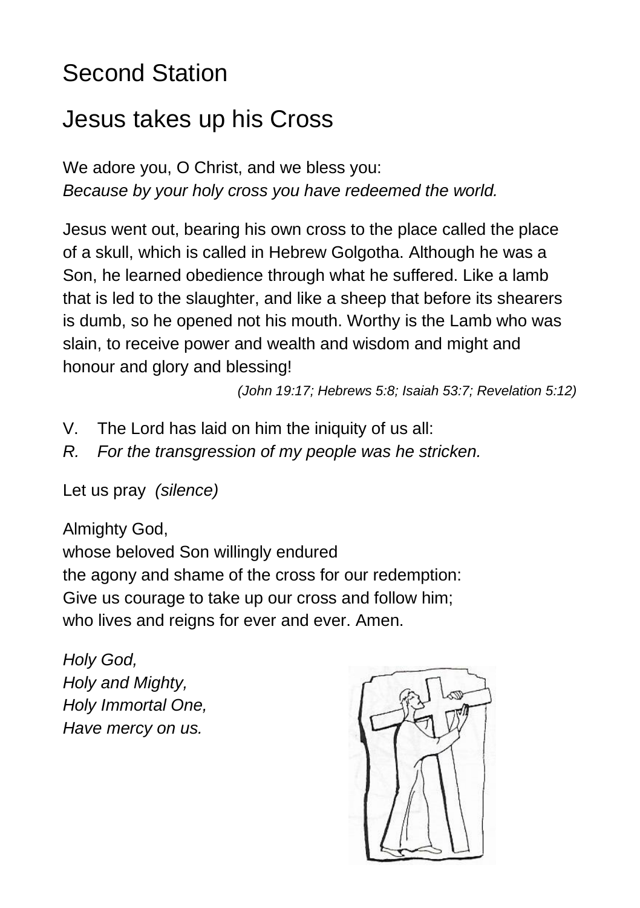# Second Station

## Jesus takes up his Cross

We adore you, O Christ, and we bless you:
*Because by your holy cross you have redeemed the world.*

Jesus went out, bearing his own cross to the place called the place of a skull, which is called in Hebrew Golgotha. Although he was a Son, he learned obedience through what he suffered. Like a lamb that is led to the slaughter, and like a sheep that before its shearers is dumb, so he opened not his mouth. Worthy is the Lamb who was slain, to receive power and wealth and wisdom and might and honour and glory and blessing!

*(John 19:17; Hebrews 5:8; Isaiah 53:7; Revelation 5:12)*

V. The Lord has laid on him the iniquity of us all:
*R. For the transgression of my people was he stricken.*

Let us pray *(silence)*

Almighty God,
whose beloved Son willingly endured
the agony and shame of the cross for our redemption:
Give us courage to take up our cross and follow him;
who lives and reigns for ever and ever. Amen.

*Holy God,*
*Holy and Mighty,*
*Holy Immortal One,*
*Have mercy on us.*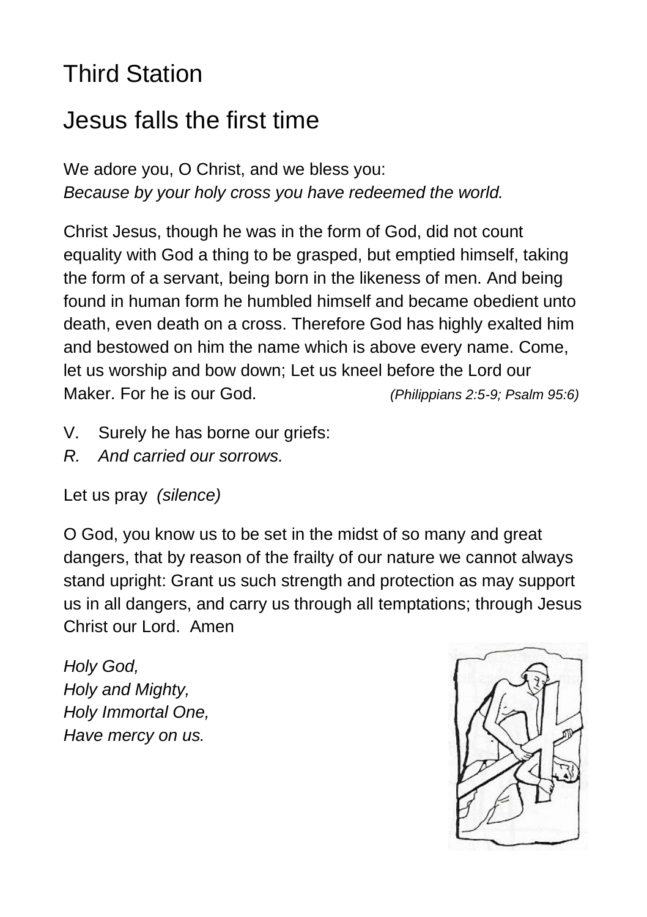# Third Station

## Jesus falls the first time

We adore you, O Christ, and we bless you:
*Because by your holy cross you have redeemed the world.*

Christ Jesus, though he was in the form of God, did not count equality with God a thing to be grasped, but emptied himself, taking the form of a servant, being born in the likeness of men. And being found in human form he humbled himself and became obedient unto death, even death on a cross. Therefore God has highly exalted him and bestowed on him the name which is above every name. Come, let us worship and bow down; Let us kneel before the Lord our Maker. For he is our God. *(Philippians 2:5-9; Psalm 95:6)*

V. Surely he has borne our griefs:
*R. And carried our sorrows.*

Let us pray *(silence)*

O God, you know us to be set in the midst of so many and great dangers, that by reason of the frailty of our nature we cannot always stand upright: Grant us such strength and protection as may support us in all dangers, and carry us through all temptations; through Jesus Christ our Lord. Amen

*Holy God,*
*Holy and Mighty,*
*Holy Immortal One,*
*Have mercy on us.*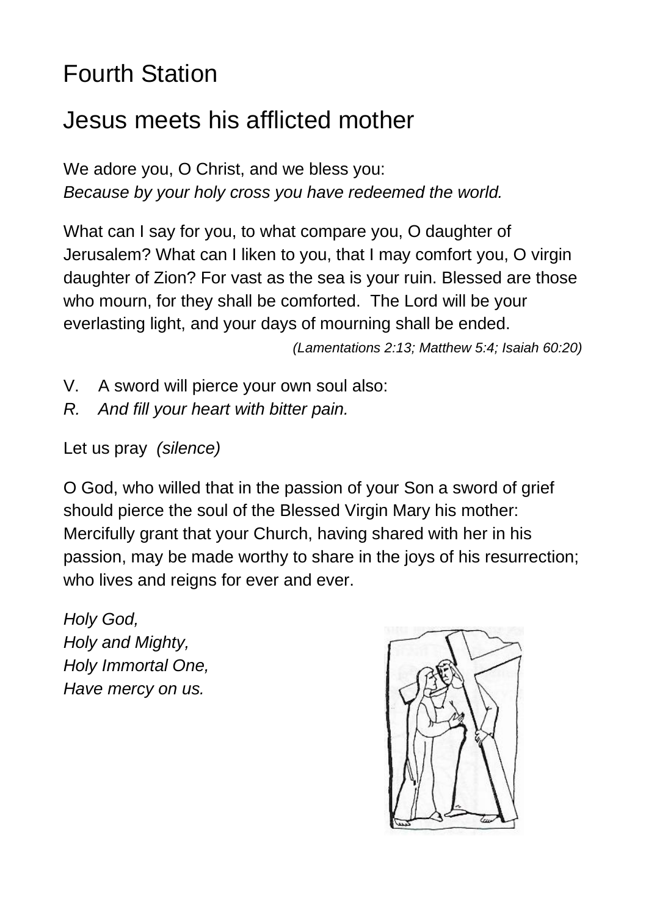# Fourth Station

## Jesus meets his afflicted mother

We adore you, O Christ, and we bless you:
*Because by your holy cross you have redeemed the world.*

What can I say for you, to what compare you, O daughter of Jerusalem? What can I liken to you, that I may comfort you, O virgin daughter of Zion? For vast as the sea is your ruin. Blessed are those who mourn, for they shall be comforted. The Lord will be your everlasting light, and your days of mourning shall be ended.

*(Lamentations 2:13; Matthew 5:4; Isaiah 60:20)*

V. A sword will pierce your own soul also:
*R. And fill your heart with bitter pain.*

Let us pray *(silence)*

O God, who willed that in the passion of your Son a sword of grief should pierce the soul of the Blessed Virgin Mary his mother: Mercifully grant that your Church, having shared with her in his passion, may be made worthy to share in the joys of his resurrection; who lives and reigns for ever and ever.

*Holy God,*
*Holy and Mighty,*
*Holy Immortal One,*
*Have mercy on us.*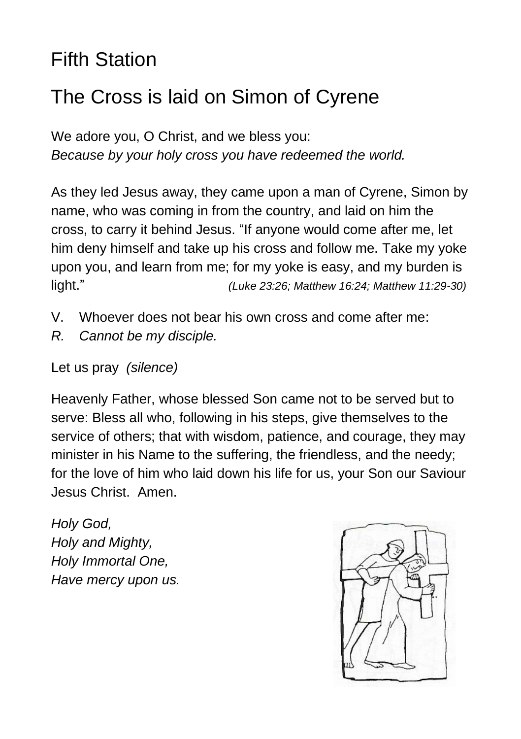# Fifth Station

## The Cross is laid on Simon of Cyrene

We adore you, O Christ, and we bless you:
*Because by your holy cross you have redeemed the world.*

As they led Jesus away, they came upon a man of Cyrene, Simon by name, who was coming in from the country, and laid on him the cross, to carry it behind Jesus. "If anyone would come after me, let him deny himself and take up his cross and follow me. Take my yoke upon you, and learn from me; for my yoke is easy, and my burden is light." *(Luke 23:26; Matthew 16:24; Matthew 11:29-30)*

V. Whoever does not bear his own cross and come after me:
*R. Cannot be my disciple.*

Let us pray *(silence)*

Heavenly Father, whose blessed Son came not to be served but to serve: Bless all who, following in his steps, give themselves to the service of others; that with wisdom, patience, and courage, they may minister in his Name to the suffering, the friendless, and the needy; for the love of him who laid down his life for us, your Son our Saviour Jesus Christ. Amen.

*Holy God,*
*Holy and Mighty,*
*Holy Immortal One,*
*Have mercy upon us.*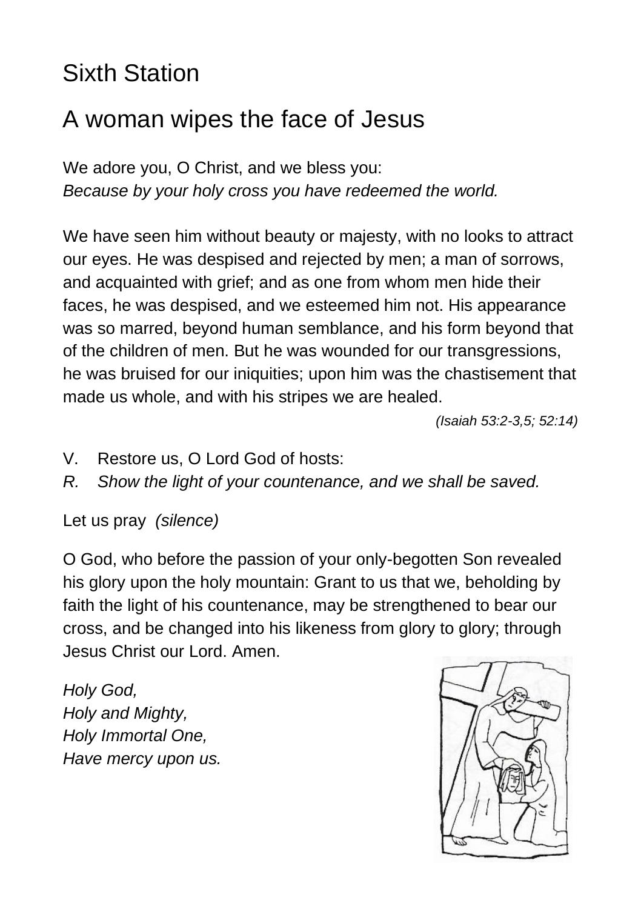# Sixth Station

## A woman wipes the face of Jesus

We adore you, O Christ, and we bless you:
*Because by your holy cross you have redeemed the world.*

We have seen him without beauty or majesty, with no looks to attract our eyes. He was despised and rejected by men; a man of sorrows, and acquainted with grief; and as one from whom men hide their faces, he was despised, and we esteemed him not. His appearance was so marred, beyond human semblance, and his form beyond that of the children of men. But he was wounded for our transgressions, he was bruised for our iniquities; upon him was the chastisement that made us whole, and with his stripes we are healed.

*(Isaiah 53:2-3,5; 52:14)*

V. Restore us, O Lord God of hosts:
*R. Show the light of your countenance, and we shall be saved.*

Let us pray *(silence)*

O God, who before the passion of your only-begotten Son revealed his glory upon the holy mountain: Grant to us that we, beholding by faith the light of his countenance, may be strengthened to bear our cross, and be changed into his likeness from glory to glory; through Jesus Christ our Lord. Amen.

*Holy God,*
*Holy and Mighty,*
*Holy Immortal One,*
*Have mercy upon us.*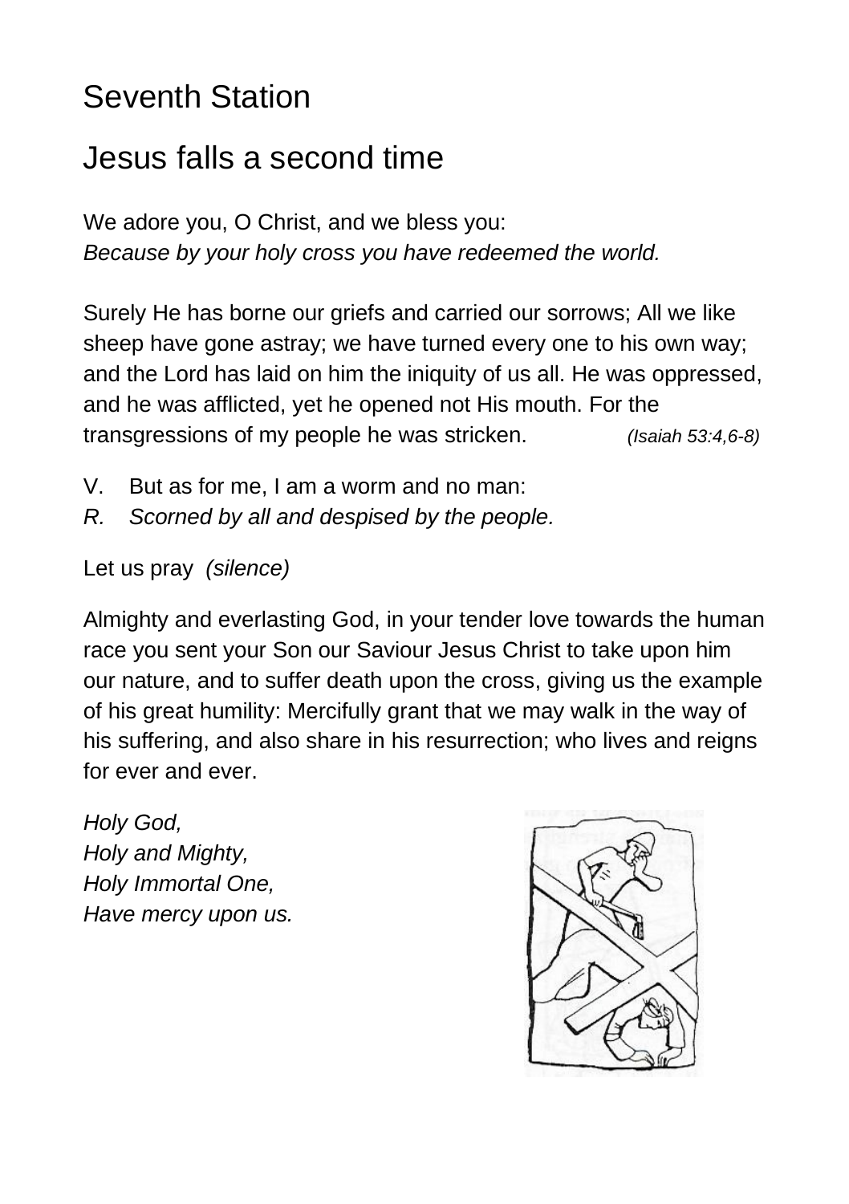# Seventh Station

## Jesus falls a second time

We adore you, O Christ, and we bless you:
*Because by your holy cross you have redeemed the world.*

Surely He has borne our griefs and carried our sorrows; All we like sheep have gone astray; we have turned every one to his own way; and the Lord has laid on him the iniquity of us all. He was oppressed, and he was afflicted, yet he opened not His mouth. For the transgressions of my people he was stricken. *(Isaiah 53:4,6-8)*

V. But as for me, I am a worm and no man:
*R. Scorned by all and despised by the people.*

Let us pray *(silence)*

Almighty and everlasting God, in your tender love towards the human race you sent your Son our Saviour Jesus Christ to take upon him our nature, and to suffer death upon the cross, giving us the example of his great humility: Mercifully grant that we may walk in the way of his suffering, and also share in his resurrection; who lives and reigns for ever and ever.

*Holy God,*
*Holy and Mighty,*
*Holy Immortal One,*
*Have mercy upon us.*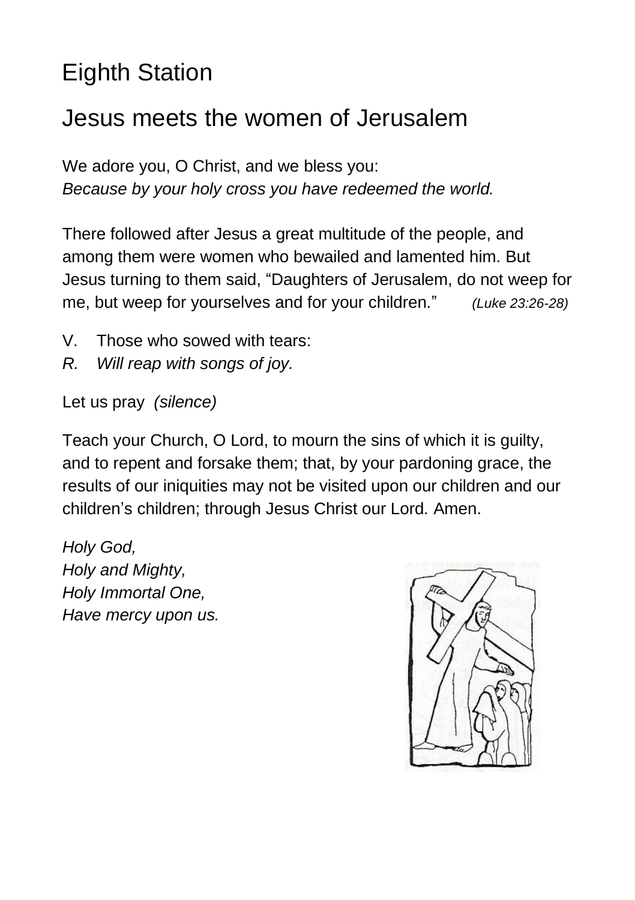# Eighth Station

## Jesus meets the women of Jerusalem

We adore you, O Christ, and we bless you:
*Because by your holy cross you have redeemed the world.*

There followed after Jesus a great multitude of the people, and among them were women who bewailed and lamented him. But Jesus turning to them said, "Daughters of Jerusalem, do not weep for me, but weep for yourselves and for your children." *(Luke 23:26-28)*

V. Those who sowed with tears:
*R. Will reap with songs of joy.*

Let us pray *(silence)*

Teach your Church, O Lord, to mourn the sins of which it is guilty, and to repent and forsake them; that, by your pardoning grace, the results of our iniquities may not be visited upon our children and our children's children; through Jesus Christ our Lord. Amen.

*Holy God,*
*Holy and Mighty,*
*Holy Immortal One,*
*Have mercy upon us.*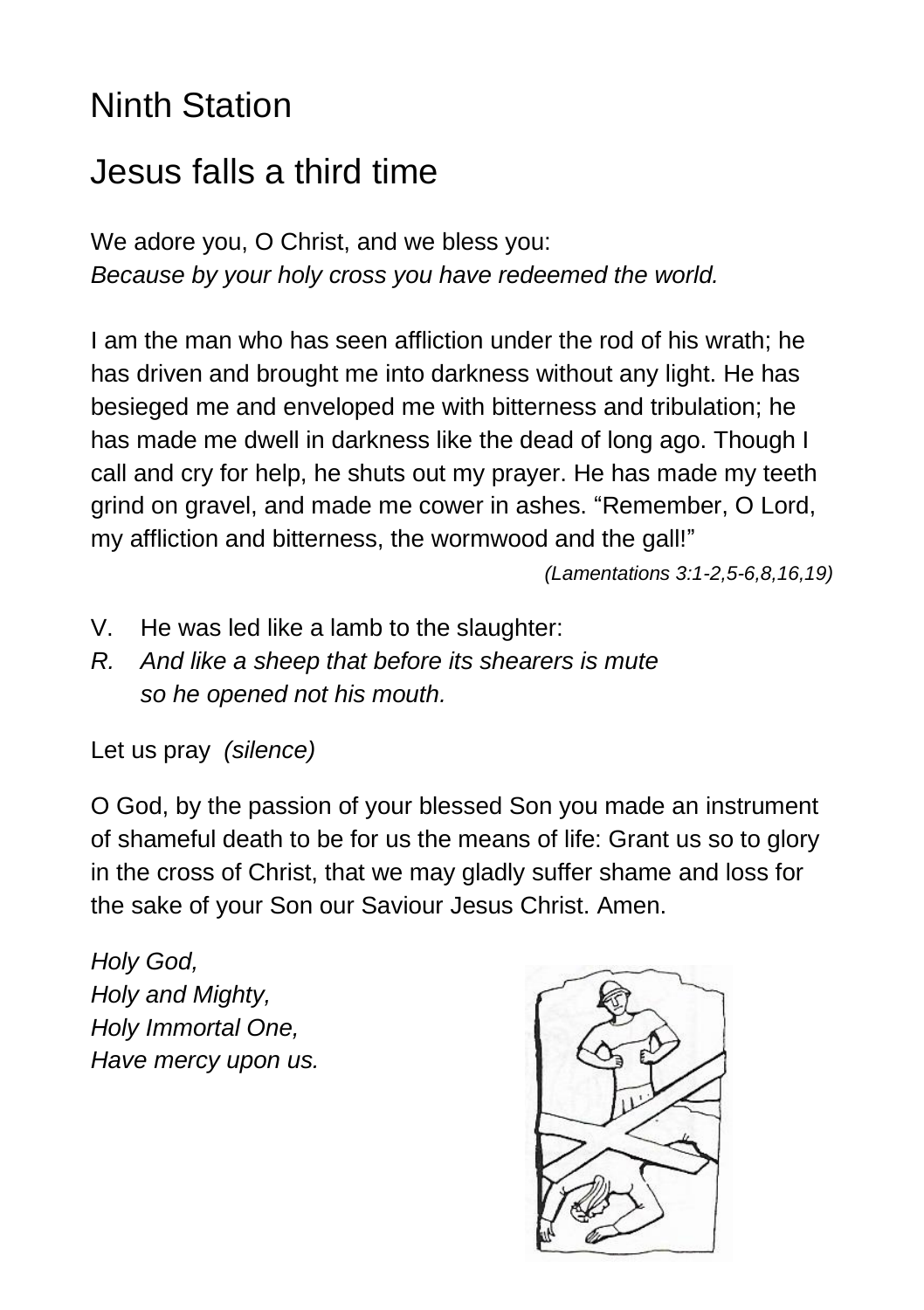# Ninth Station

## Jesus falls a third time

We adore you, O Christ, and we bless you:
*Because by your holy cross you have redeemed the world.*

I am the man who has seen affliction under the rod of his wrath; he has driven and brought me into darkness without any light. He has besieged me and enveloped me with bitterness and tribulation; he has made me dwell in darkness like the dead of long ago. Though I call and cry for help, he shuts out my prayer. He has made my teeth grind on gravel, and made me cower in ashes. "Remember, O Lord, my affliction and bitterness, the wormwood and the gall!"

*(Lamentations 3:1-2,5-6,8,16,19)*

V. He was led like a lamb to the slaughter:
*R. And like a sheep that before its shearers is mute so he opened not his mouth.*

Let us pray *(silence)*

O God, by the passion of your blessed Son you made an instrument of shameful death to be for us the means of life: Grant us so to glory in the cross of Christ, that we may gladly suffer shame and loss for the sake of your Son our Saviour Jesus Christ. Amen.

*Holy God,*
*Holy and Mighty,*
*Holy Immortal One,*
*Have mercy upon us.*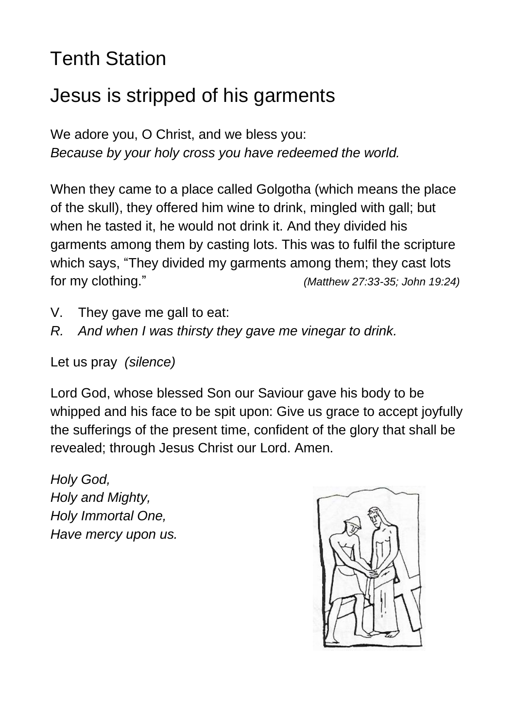# Tenth Station

## Jesus is stripped of his garments

We adore you, O Christ, and we bless you:
*Because by your holy cross you have redeemed the world.*

When they came to a place called Golgotha (which means the place of the skull), they offered him wine to drink, mingled with gall; but when he tasted it, he would not drink it. And they divided his garments among them by casting lots. This was to fulfil the scripture which says, "They divided my garments among them; they cast lots for my clothing." *(Matthew 27:33-35; John 19:24)*

V. They gave me gall to eat:
*R. And when I was thirsty they gave me vinegar to drink.*

Let us pray *(silence)*

Lord God, whose blessed Son our Saviour gave his body to be whipped and his face to be spit upon: Give us grace to accept joyfully the sufferings of the present time, confident of the glory that shall be revealed; through Jesus Christ our Lord. Amen.

*Holy God,*
*Holy and Mighty,*
*Holy Immortal One,*
*Have mercy upon us.*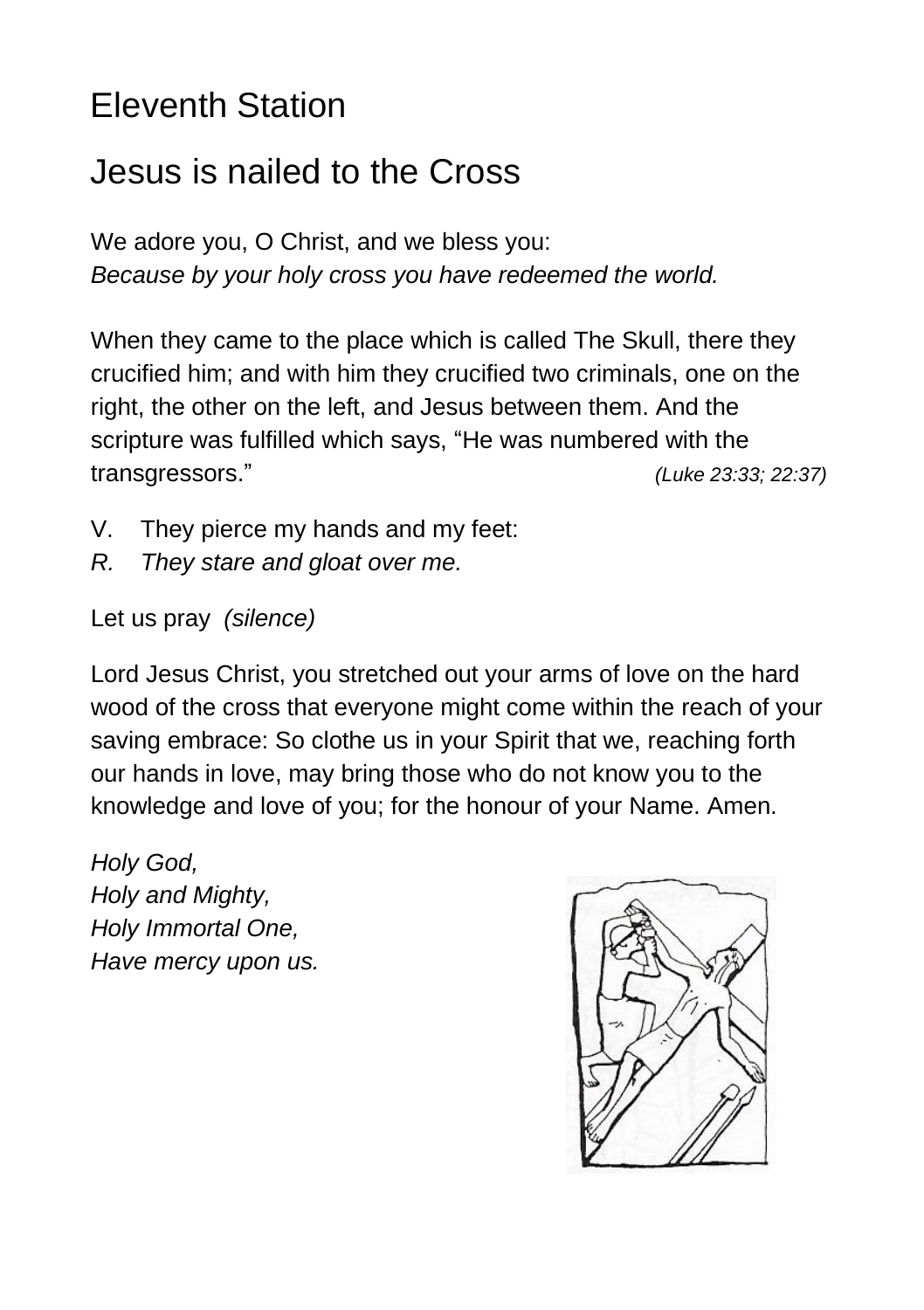# Eleventh Station

## Jesus is nailed to the Cross

We adore you, O Christ, and we bless you:
*Because by your holy cross you have redeemed the world.*

When they came to the place which is called The Skull, there they crucified him; and with him they crucified two criminals, one on the right, the other on the left, and Jesus between them. And the scripture was fulfilled which says, "He was numbered with the transgressors." *(Luke 23:33; 22:37)*

V. They pierce my hands and my feet:
*R. They stare and gloat over me.*

Let us pray *(silence)*

Lord Jesus Christ, you stretched out your arms of love on the hard wood of the cross that everyone might come within the reach of your saving embrace: So clothe us in your Spirit that we, reaching forth our hands in love, may bring those who do not know you to the knowledge and love of you; for the honour of your Name. Amen.

*Holy God,*
*Holy and Mighty,*
*Holy Immortal One,*
*Have mercy upon us.*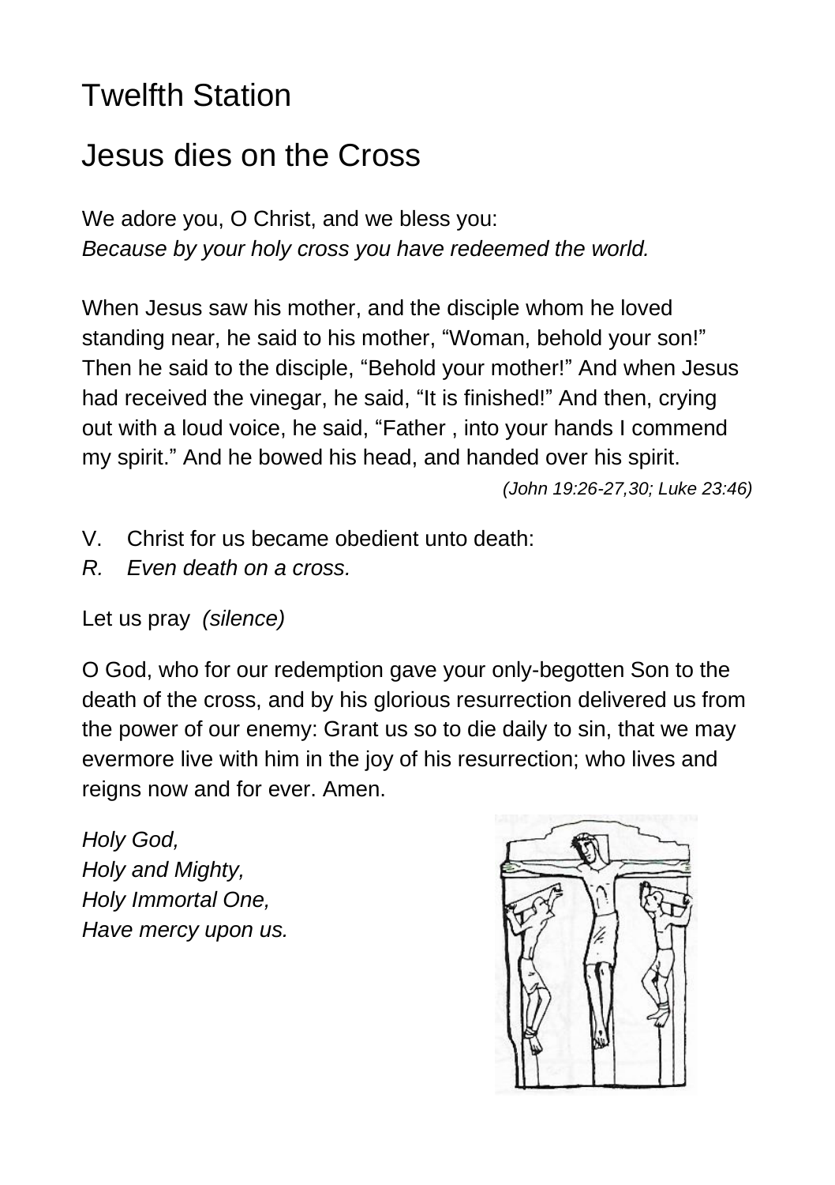# Twelfth Station

# Jesus dies on the Cross

We adore you, O Christ, and we bless you:
*Because by your holy cross you have redeemed the world.*

When Jesus saw his mother, and the disciple whom he loved standing near, he said to his mother, “Woman, behold your son!” Then he said to the disciple, “Behold your mother!” And when Jesus had received the vinegar, he said, “It is finished!” And then, crying out with a loud voice, he said, “Father , into your hands I commend my spirit.” And he bowed his head, and handed over his spirit.

*(John 19:26-27,30; Luke 23:46)*

V. Christ for us became obedient unto death:
*R. Even death on a cross.*

Let us pray *(silence)*

O God, who for our redemption gave your only-begotten Son to the death of the cross, and by his glorious resurrection delivered us from the power of our enemy: Grant us so to die daily to sin, that we may evermore live with him in the joy of his resurrection; who lives and reigns now and for ever. Amen.

*Holy God,*
*Holy and Mighty,*
*Holy Immortal One,*
*Have mercy upon us.*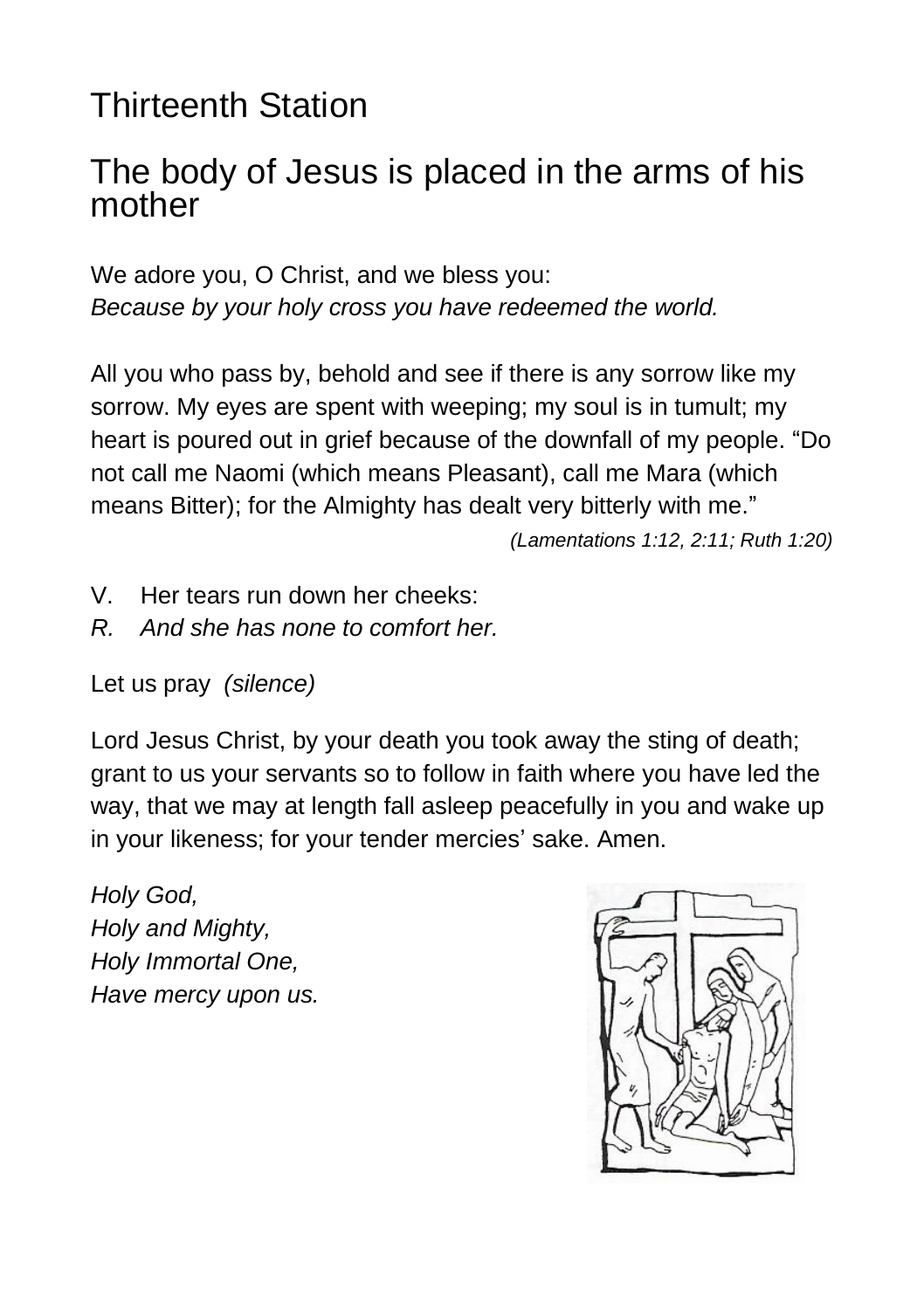# Thirteenth Station

## The body of Jesus is placed in the arms of his mother

We adore you, O Christ, and we bless you:
*Because by your holy cross you have redeemed the world.*

All you who pass by, behold and see if there is any sorrow like my sorrow. My eyes are spent with weeping; my soul is in tumult; my heart is poured out in grief because of the downfall of my people. "Do not call me Naomi (which means Pleasant), call me Mara (which means Bitter); for the Almighty has dealt very bitterly with me."

*(Lamentations 1:12, 2:11; Ruth 1:20)*

V. Her tears run down her cheeks:
*R. And she has none to comfort her.*

Let us pray *(silence)*

Lord Jesus Christ, by your death you took away the sting of death; grant to us your servants so to follow in faith where you have led the way, that we may at length fall asleep peacefully in you and wake up in your likeness; for your tender mercies' sake. Amen.

*Holy God,*
*Holy and Mighty,*
*Holy Immortal One,*
*Have mercy upon us.*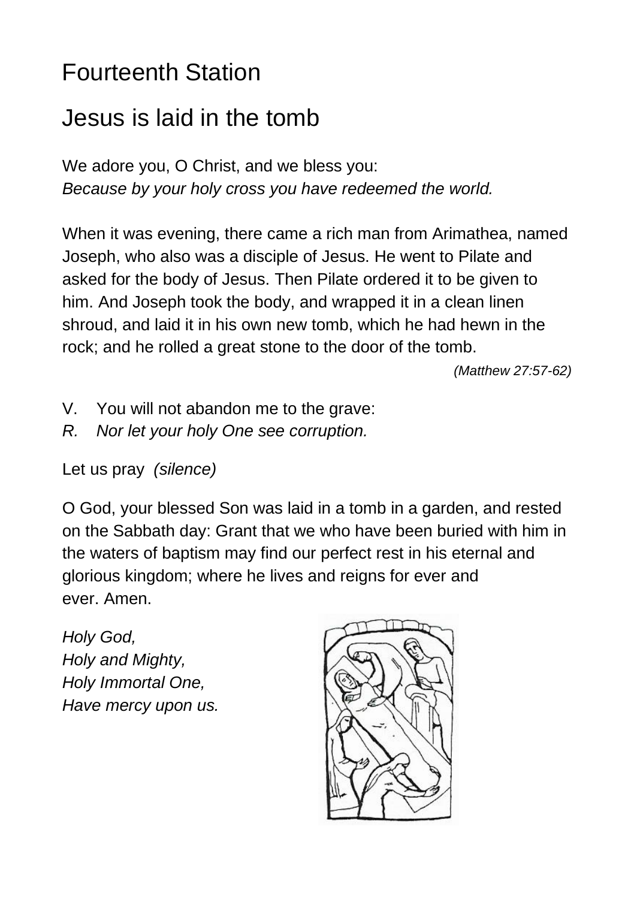# Fourteenth Station

## Jesus is laid in the tomb

We adore you, O Christ, and we bless you:
*Because by your holy cross you have redeemed the world.*

When it was evening, there came a rich man from Arimathea, named Joseph, who also was a disciple of Jesus. He went to Pilate and asked for the body of Jesus. Then Pilate ordered it to be given to him. And Joseph took the body, and wrapped it in a clean linen shroud, and laid it in his own new tomb, which he had hewn in the rock; and he rolled a great stone to the door of the tomb.

*(Matthew 27:57-62)*

V. You will not abandon me to the grave:
*R. Nor let your holy One see corruption.*

Let us pray *(silence)*

O God, your blessed Son was laid in a tomb in a garden, and rested on the Sabbath day: Grant that we who have been buried with him in the waters of baptism may find our perfect rest in his eternal and glorious kingdom; where he lives and reigns for ever and ever. Amen.

*Holy God,*
*Holy and Mighty,*
*Holy Immortal One,*
*Have mercy upon us.*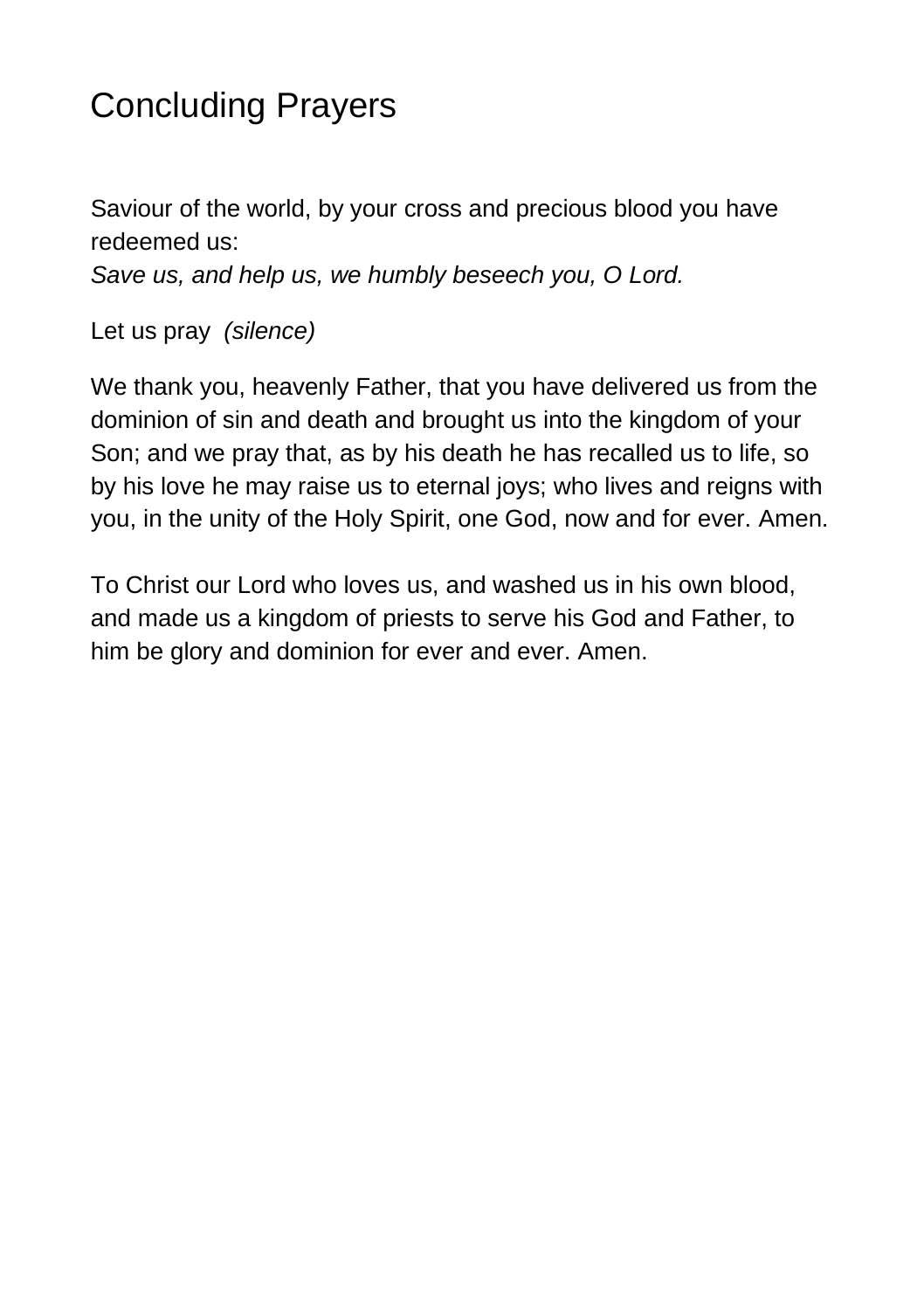# Concluding Prayers

Saviour of the world, by your cross and precious blood you have redeemed us:
*Save us, and help us, we humbly beseech you, O Lord.*

Let us pray *(silence)*

We thank you, heavenly Father, that you have delivered us from the dominion of sin and death and brought us into the kingdom of your Son; and we pray that, as by his death he has recalled us to life, so by his love he may raise us to eternal joys; who lives and reigns with you, in the unity of the Holy Spirit, one God, now and for ever. Amen.

To Christ our Lord who loves us, and washed us in his own blood, and made us a kingdom of priests to serve his God and Father, to him be glory and dominion for ever and ever. Amen.